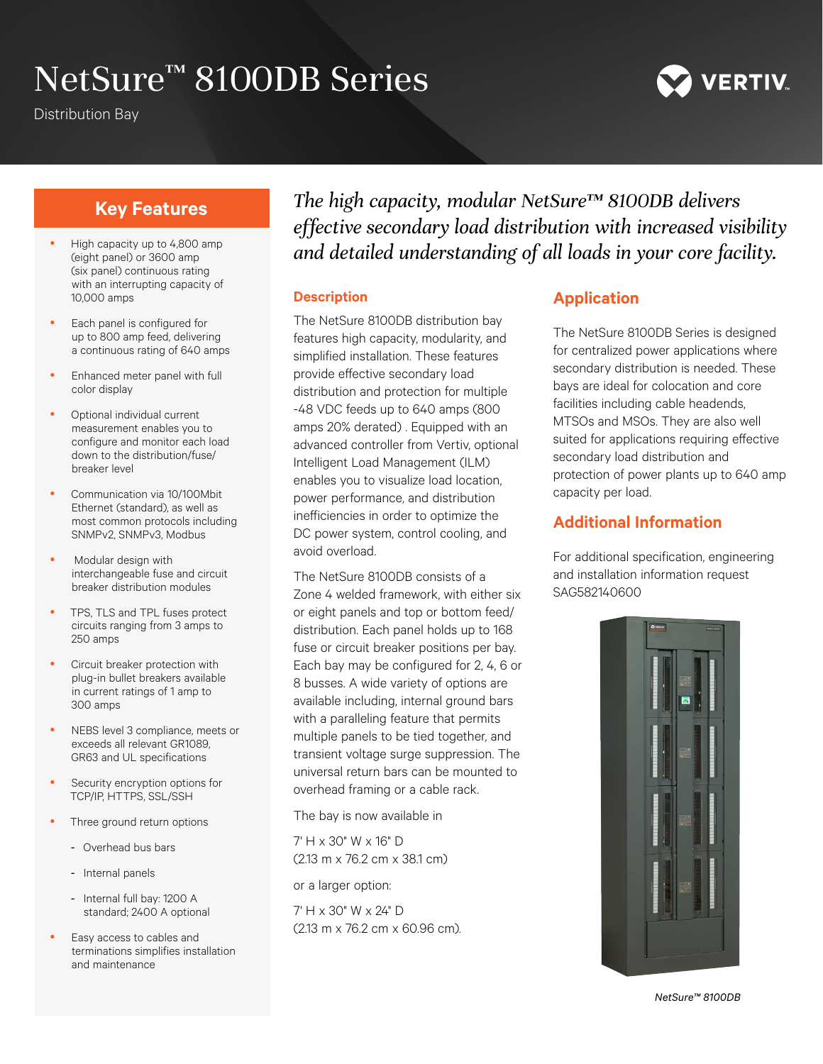# NetSure™ 8100DB Series

Distribution Bay

## Key Features

- High capacity up to 4,800 amp (eight panel) or 3600 amp (six panel) continuous rating with an interrupting capacity of 10,000 amps
- Each panel is configured for up to 800 amp feed, delivering a continuous rating of 640 amps
- Enhanced meter panel with full color display
- Optional individual current measurement enables you to configure and monitor each load down to the distribution/fuse/breaker level
- Communication via 10/100Mbit Ethernet (standard), as well as most common protocols including SNMPv2, SNMPv3, Modbus
- Modular design with interchangeable fuse and circuit breaker distribution modules
- TPS, TLS and TPL fuses protect circuits ranging from 3 amps to 250 amps
- Circuit breaker protection with plug-in bullet breakers available in current ratings of 1 amp to 300 amps
- NEBS level 3 compliance, meets or exceeds all relevant GR1089, GR63 and UL specifications
- Security encryption options for TCP/IP, HTTPS, SSL/SSH
- Three ground return options
  - Overhead bus bars
  - Internal panels
  - Internal full bay: 1200 A standard; 2400 A optional
- Easy access to cables and terminations simplifies installation and maintenance

*The high capacity, modular NetSure™ 8100DB delivers effective secondary load distribution with increased visibility and detailed understanding of all loads in your core facility.*

## Description

The NetSure 8100DB distribution bay features high capacity, modularity, and simplified installation. These features provide effective secondary load distribution and protection for multiple -48 VDC feeds up to 640 amps (800 amps 20% derated) . Equipped with an advanced controller from Vertiv, optional Intelligent Load Management (ILM) enables you to visualize load location, power performance, and distribution inefficiencies in order to optimize the DC power system, control cooling, and avoid overload.

The NetSure 8100DB consists of a Zone 4 welded framework, with either six or eight panels and top or bottom feed/distribution. Each panel holds up to 168 fuse or circuit breaker positions per bay. Each bay may be configured for 2, 4, 6 or 8 busses. A wide variety of options are available including, internal ground bars with a paralleling feature that permits multiple panels to be tied together, and transient voltage surge suppression. The universal return bars can be mounted to overhead framing or a cable rack.

The bay is now available in

7' H x 30" W x 16" D
(2.13 m x 76.2 cm x 38.1 cm)

or a larger option:

7' H x 30" W x 24" D
(2.13 m x 76.2 cm x 60.96 cm).

## Application

The NetSure 8100DB Series is designed for centralized power applications where secondary distribution is needed. These bays are ideal for colocation and core facilities including cable headends, MTSOs and MSOs. They are also well suited for applications requiring effective secondary load distribution and protection of power plants up to 640 amp capacity per load.

## Additional Information

For additional specification, engineering and installation information request SAG582140600

*NetSure™ 8100DB*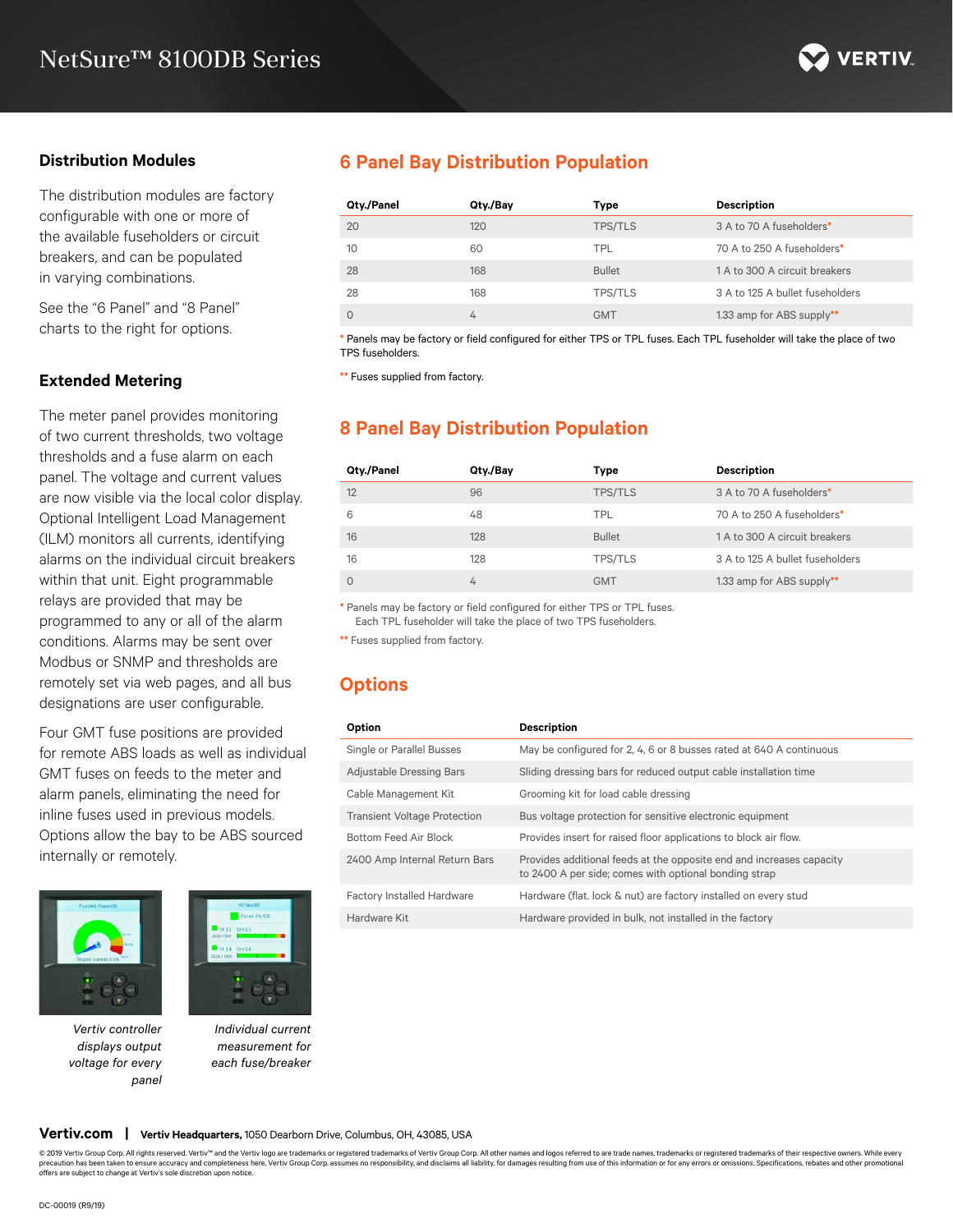## Distribution Modules

The distribution modules are factory configurable with one or more of the available fuseholders or circuit breakers, and can be populated in varying combinations.

See the “6 Panel” and “8 Panel” charts to the right for options.

## Extended Metering

The meter panel provides monitoring of two current thresholds, two voltage thresholds and a fuse alarm on each panel. The voltage and current values are now visible via the local color display. Optional Intelligent Load Management (ILM) monitors all currents, identifying alarms on the individual circuit breakers within that unit. Eight programmable relays are provided that may be programmed to any or all of the alarm conditions. Alarms may be sent over Modbus or SNMP and thresholds are remotely set via web pages, and all bus designations are user configurable.

Four GMT fuse positions are provided for remote ABS loads as well as individual GMT fuses on feeds to the meter and alarm panels, eliminating the need for inline fuses used in previous models. Options allow the bay to be ABS sourced internally or remotely.

*Vertiv controller displays output voltage for every panel*

*Individual current measurement for each fuse/breaker*

## 6 Panel Bay Distribution Population

| Qty./Panel | Qty./Bay | Type | Description |
|---|---|---|---|
| 20 | 120 | TPS/TLS | 3 A to 70 A fuseholders* |
| 10 | 60 | TPL | 70 A to 250 A fuseholders* |
| 28 | 168 | Bullet | 1 A to 300 A circuit breakers |
| 28 | 168 | TPS/TLS | 3 A to 125 A bullet fuseholders |
| 0 | 4 | GMT | 1.33 amp for ABS supply** |

\* Panels may be factory or field configured for either TPS or TPL fuses. Each TPL fuseholder will take the place of two TPS fuseholders.

** Fuses supplied from factory.

## 8 Panel Bay Distribution Population

| Qty./Panel | Qty./Bay | Type | Description |
|---|---|---|---|
| 12 | 96 | TPS/TLS | 3 A to 70 A fuseholders* |
| 6 | 48 | TPL | 70 A to 250 A fuseholders* |
| 16 | 128 | Bullet | 1 A to 300 A circuit breakers |
| 16 | 128 | TPS/TLS | 3 A to 125 A bullet fuseholders |
| 0 | 4 | GMT | 1.33 amp for ABS supply** |

\* Panels may be factory or field configured for either TPS or TPL fuses. Each TPL fuseholder will take the place of two TPS fuseholders.

** Fuses supplied from factory.

## Options

| Option | Description |
|---|---|
| Single or Parallel Busses | May be configured for 2, 4, 6 or 8 busses rated at 640 A continuous |
| Adjustable Dressing Bars | Sliding dressing bars for reduced output cable installation time |
| Cable Management Kit | Grooming kit for load cable dressing |
| Transient Voltage Protection | Bus voltage protection for sensitive electronic equipment |
| Bottom Feed Air Block | Provides insert for raised floor applications to block air flow. |
| 2400 Amp Internal Return Bars | Provides additional feeds at the opposite end and increases capacity to 2400 A per side; comes with optional bonding strap |
| Factory Installed Hardware | Hardware (flat. lock & nut) are factory installed on every stud |
| Hardware Kit | Hardware provided in bulk, not installed in the factory |

**Vertiv.com** | **Vertiv Headquarters,** 1050 Dearborn Drive, Columbus, OH, 43085, USA

© 2019 Vertiv Group Corp. All rights reserved. Vertiv™ and the Vertiv logo are trademarks or registered trademarks of Vertiv Group Corp. All other names and logos referred to are trade names, trademarks or registered trademarks of their respective owners. While every precaution has been taken to ensure accuracy and completeness here, Vertiv Group Corp. assumes no responsibility, and disclaims all liability, for damages resulting from use of this information or for any errors or omissions. Specifications, rebates and other promotional offers are subject to change at Vertiv's sole discretion upon notice.

DC-00019 (R9/19)